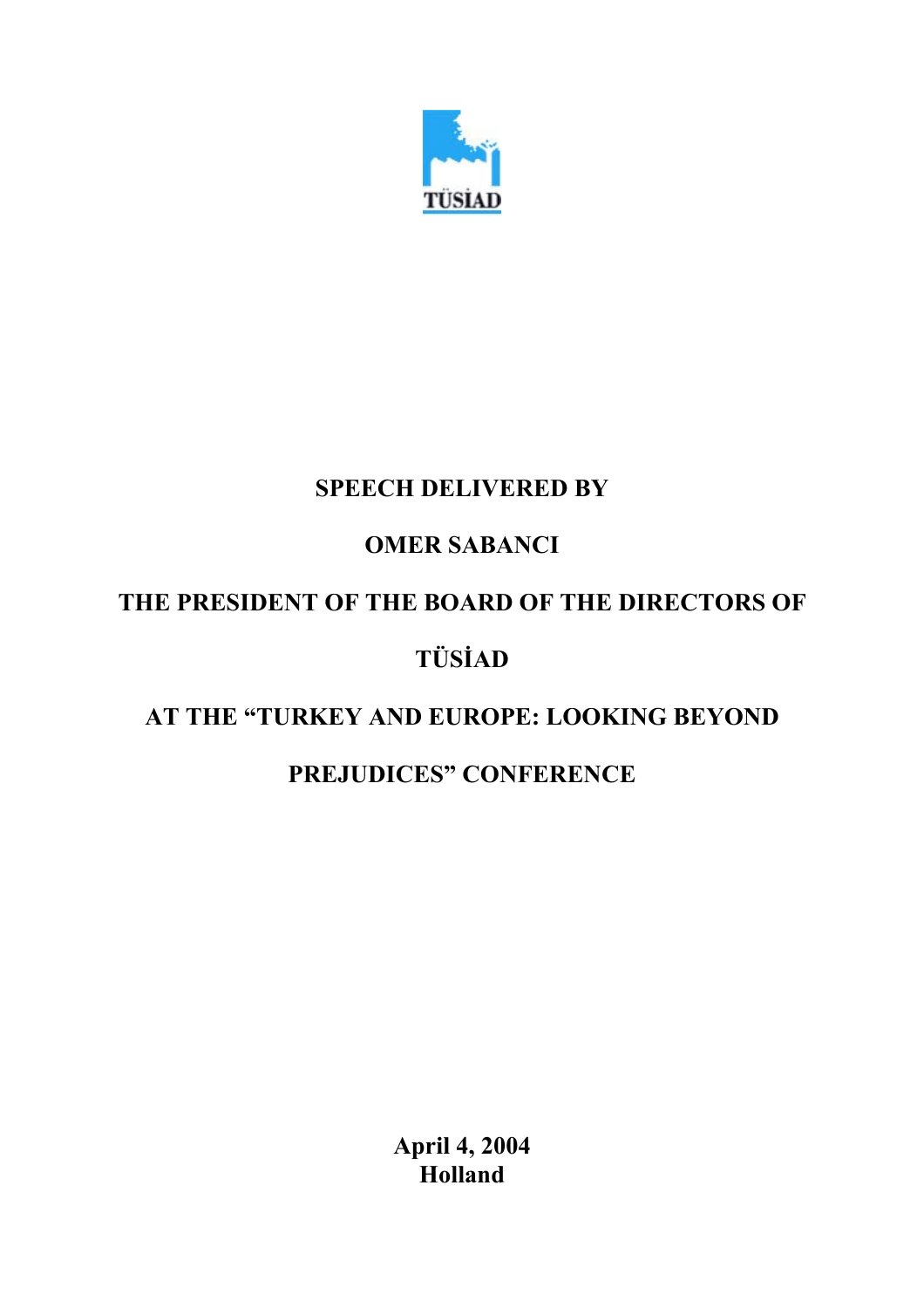TÜSİAD

**SPEECH DELIVERED BY**

**OMER SABANCI**

**THE PRESIDENT OF THE BOARD OF THE DIRECTORS OF**

**TÜSİAD**

**AT THE "TURKEY AND EUROPE: LOOKING BEYOND PREJUDICES" CONFERENCE**

**April 4, 2004**
**Holland**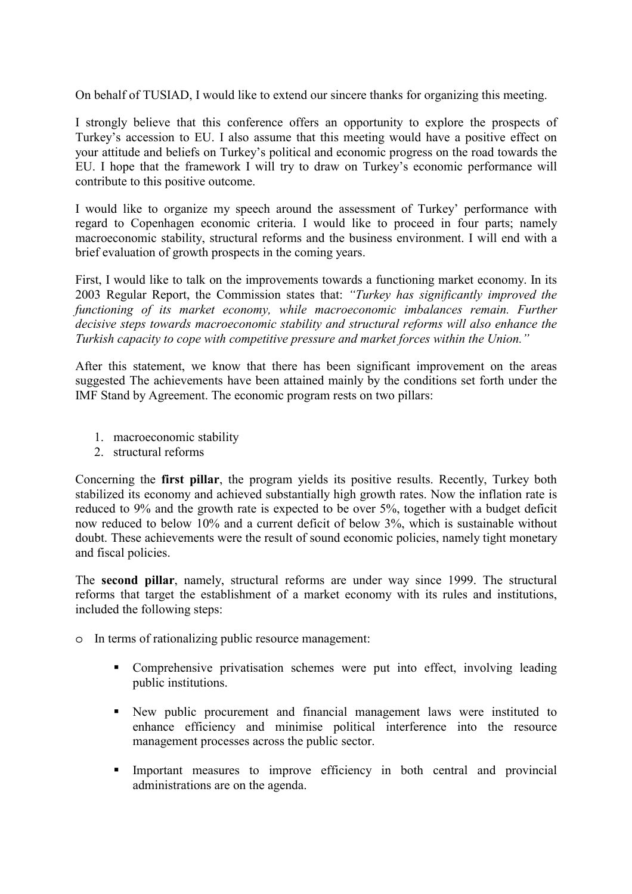On behalf of TUSIAD, I would like to extend our sincere thanks for organizing this meeting.

I strongly believe that this conference offers an opportunity to explore the prospects of Turkey's accession to EU. I also assume that this meeting would have a positive effect on your attitude and beliefs on Turkey's political and economic progress on the road towards the EU. I hope that the framework I will try to draw on Turkey's economic performance will contribute to this positive outcome.

I would like to organize my speech around the assessment of Turkey' performance with regard to Copenhagen economic criteria. I would like to proceed in four parts; namely macroeconomic stability, structural reforms and the business environment. I will end with a brief evaluation of growth prospects in the coming years.

First, I would like to talk on the improvements towards a functioning market economy. In its 2003 Regular Report, the Commission states that: *"Turkey has significantly improved the functioning of its market economy, while macroeconomic imbalances remain. Further decisive steps towards macroeconomic stability and structural reforms will also enhance the Turkish capacity to cope with competitive pressure and market forces within the Union."*

After this statement, we know that there has been significant improvement on the areas suggested The achievements have been attained mainly by the conditions set forth under the IMF Stand by Agreement. The economic program rests on two pillars:

1. macroeconomic stability
2. structural reforms

Concerning the **first pillar**, the program yields its positive results. Recently, Turkey both stabilized its economy and achieved substantially high growth rates. Now the inflation rate is reduced to 9% and the growth rate is expected to be over 5%, together with a budget deficit now reduced to below 10% and a current deficit of below 3%, which is sustainable without doubt. These achievements were the result of sound economic policies, namely tight monetary and fiscal policies.

The **second pillar**, namely, structural reforms are under way since 1999. The structural reforms that target the establishment of a market economy with its rules and institutions, included the following steps:

- In terms of rationalizing public resource management:
  - Comprehensive privatisation schemes were put into effect, involving leading public institutions.
  - New public procurement and financial management laws were instituted to enhance efficiency and minimise political interference into the resource management processes across the public sector.
  - Important measures to improve efficiency in both central and provincial administrations are on the agenda.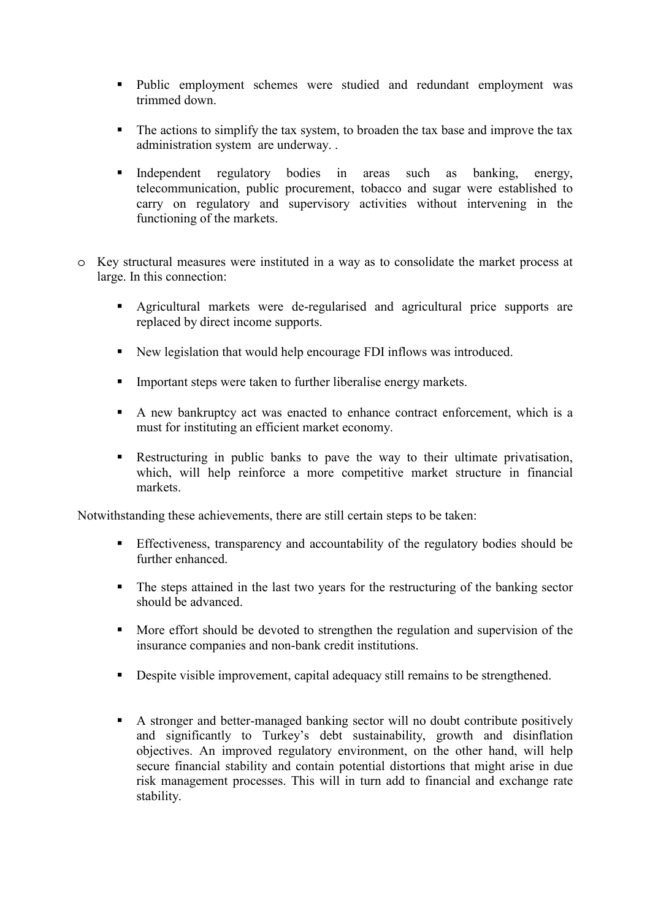- Public employment schemes were studied and redundant employment was trimmed down.

  - The actions to simplify the tax system, to broaden the tax base and improve the tax administration system are underway. .

  - Independent regulatory bodies in areas such as banking, energy, telecommunication, public procurement, tobacco and sugar were established to carry on regulatory and supervisory activities without intervening in the functioning of the markets.

- Key structural measures were instituted in a way as to consolidate the market process at large. In this connection:

  - Agricultural markets were de-regularised and agricultural price supports are replaced by direct income supports.

  - New legislation that would help encourage FDI inflows was introduced.

  - Important steps were taken to further liberalise energy markets.

  - A new bankruptcy act was enacted to enhance contract enforcement, which is a must for instituting an efficient market economy.

  - Restructuring in public banks to pave the way to their ultimate privatisation, which, will help reinforce a more competitive market structure in financial markets.

Notwithstanding these achievements, there are still certain steps to be taken:

  - Effectiveness, transparency and accountability of the regulatory bodies should be further enhanced.

  - The steps attained in the last two years for the restructuring of the banking sector should be advanced.

  - More effort should be devoted to strengthen the regulation and supervision of the insurance companies and non-bank credit institutions.

  - Despite visible improvement, capital adequacy still remains to be strengthened.

  - A stronger and better-managed banking sector will no doubt contribute positively and significantly to Turkey's debt sustainability, growth and disinflation objectives. An improved regulatory environment, on the other hand, will help secure financial stability and contain potential distortions that might arise in due risk management processes. This will in turn add to financial and exchange rate stability.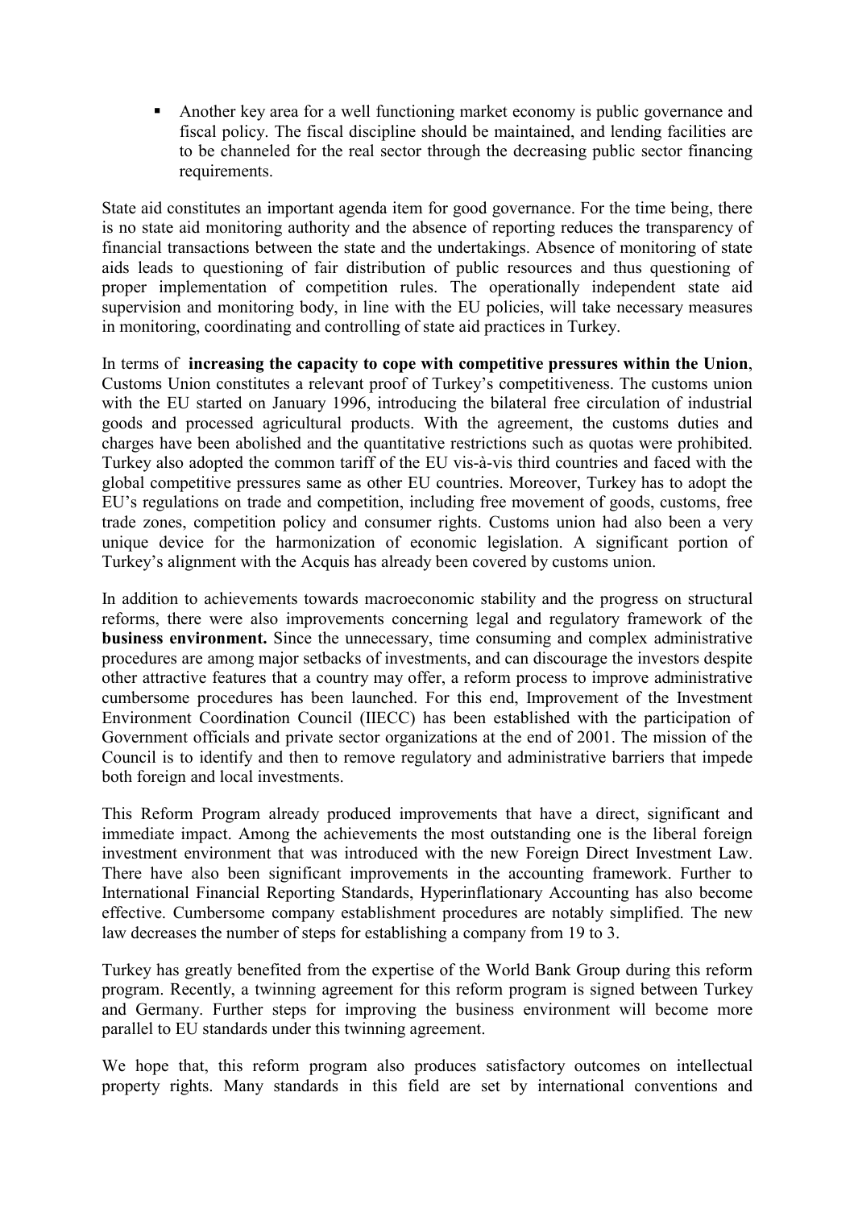- Another key area for a well functioning market economy is public governance and fiscal policy. The fiscal discipline should be maintained, and lending facilities are to be channeled for the real sector through the decreasing public sector financing requirements.

State aid constitutes an important agenda item for good governance. For the time being, there is no state aid monitoring authority and the absence of reporting reduces the transparency of financial transactions between the state and the undertakings. Absence of monitoring of state aids leads to questioning of fair distribution of public resources and thus questioning of proper implementation of competition rules. The operationally independent state aid supervision and monitoring body, in line with the EU policies, will take necessary measures in monitoring, coordinating and controlling of state aid practices in Turkey.

In terms of **increasing the capacity to cope with competitive pressures within the Union**, Customs Union constitutes a relevant proof of Turkey's competitiveness. The customs union with the EU started on January 1996, introducing the bilateral free circulation of industrial goods and processed agricultural products. With the agreement, the customs duties and charges have been abolished and the quantitative restrictions such as quotas were prohibited. Turkey also adopted the common tariff of the EU vis-à-vis third countries and faced with the global competitive pressures same as other EU countries. Moreover, Turkey has to adopt the EU's regulations on trade and competition, including free movement of goods, customs, free trade zones, competition policy and consumer rights. Customs union had also been a very unique device for the harmonization of economic legislation. A significant portion of Turkey's alignment with the Acquis has already been covered by customs union.

In addition to achievements towards macroeconomic stability and the progress on structural reforms, there were also improvements concerning legal and regulatory framework of the **business environment.** Since the unnecessary, time consuming and complex administrative procedures are among major setbacks of investments, and can discourage the investors despite other attractive features that a country may offer, a reform process to improve administrative cumbersome procedures has been launched. For this end, Improvement of the Investment Environment Coordination Council (IIECC) has been established with the participation of Government officials and private sector organizations at the end of 2001. The mission of the Council is to identify and then to remove regulatory and administrative barriers that impede both foreign and local investments.

This Reform Program already produced improvements that have a direct, significant and immediate impact. Among the achievements the most outstanding one is the liberal foreign investment environment that was introduced with the new Foreign Direct Investment Law. There have also been significant improvements in the accounting framework. Further to International Financial Reporting Standards, Hyperinflationary Accounting has also become effective. Cumbersome company establishment procedures are notably simplified. The new law decreases the number of steps for establishing a company from 19 to 3.

Turkey has greatly benefited from the expertise of the World Bank Group during this reform program. Recently, a twinning agreement for this reform program is signed between Turkey and Germany. Further steps for improving the business environment will become more parallel to EU standards under this twinning agreement.

We hope that, this reform program also produces satisfactory outcomes on intellectual property rights. Many standards in this field are set by international conventions and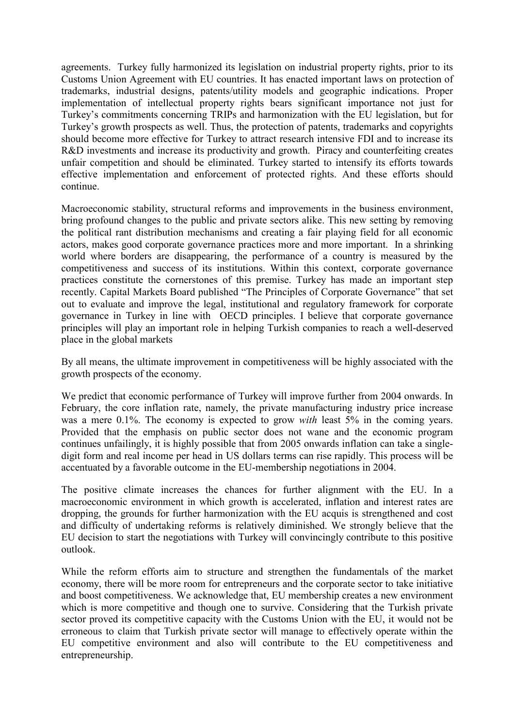agreements. Turkey fully harmonized its legislation on industrial property rights, prior to its Customs Union Agreement with EU countries. It has enacted important laws on protection of trademarks, industrial designs, patents/utility models and geographic indications. Proper implementation of intellectual property rights bears significant importance not just for Turkey's commitments concerning TRIPs and harmonization with the EU legislation, but for Turkey's growth prospects as well. Thus, the protection of patents, trademarks and copyrights should become more effective for Turkey to attract research intensive FDI and to increase its R&D investments and increase its productivity and growth. Piracy and counterfeiting creates unfair competition and should be eliminated. Turkey started to intensify its efforts towards effective implementation and enforcement of protected rights. And these efforts should continue.

Macroeconomic stability, structural reforms and improvements in the business environment, bring profound changes to the public and private sectors alike. This new setting by removing the political rant distribution mechanisms and creating a fair playing field for all economic actors, makes good corporate governance practices more and more important. In a shrinking world where borders are disappearing, the performance of a country is measured by the competitiveness and success of its institutions. Within this context, corporate governance practices constitute the cornerstones of this premise. Turkey has made an important step recently. Capital Markets Board published "The Principles of Corporate Governance" that set out to evaluate and improve the legal, institutional and regulatory framework for corporate governance in Turkey in line with OECD principles. I believe that corporate governance principles will play an important role in helping Turkish companies to reach a well-deserved place in the global markets

By all means, the ultimate improvement in competitiveness will be highly associated with the growth prospects of the economy.

We predict that economic performance of Turkey will improve further from 2004 onwards. In February, the core inflation rate, namely, the private manufacturing industry price increase was a mere 0.1%. The economy is expected to grow *with* least 5% in the coming years. Provided that the emphasis on public sector does not wane and the economic program continues unfailingly, it is highly possible that from 2005 onwards inflation can take a single-digit form and real income per head in US dollars terms can rise rapidly. This process will be accentuated by a favorable outcome in the EU-membership negotiations in 2004.

The positive climate increases the chances for further alignment with the EU. In a macroeconomic environment in which growth is accelerated, inflation and interest rates are dropping, the grounds for further harmonization with the EU acquis is strengthened and cost and difficulty of undertaking reforms is relatively diminished. We strongly believe that the EU decision to start the negotiations with Turkey will convincingly contribute to this positive outlook.

While the reform efforts aim to structure and strengthen the fundamentals of the market economy, there will be more room for entrepreneurs and the corporate sector to take initiative and boost competitiveness. We acknowledge that, EU membership creates a new environment which is more competitive and though one to survive. Considering that the Turkish private sector proved its competitive capacity with the Customs Union with the EU, it would not be erroneous to claim that Turkish private sector will manage to effectively operate within the EU competitive environment and also will contribute to the EU competitiveness and entrepreneurship.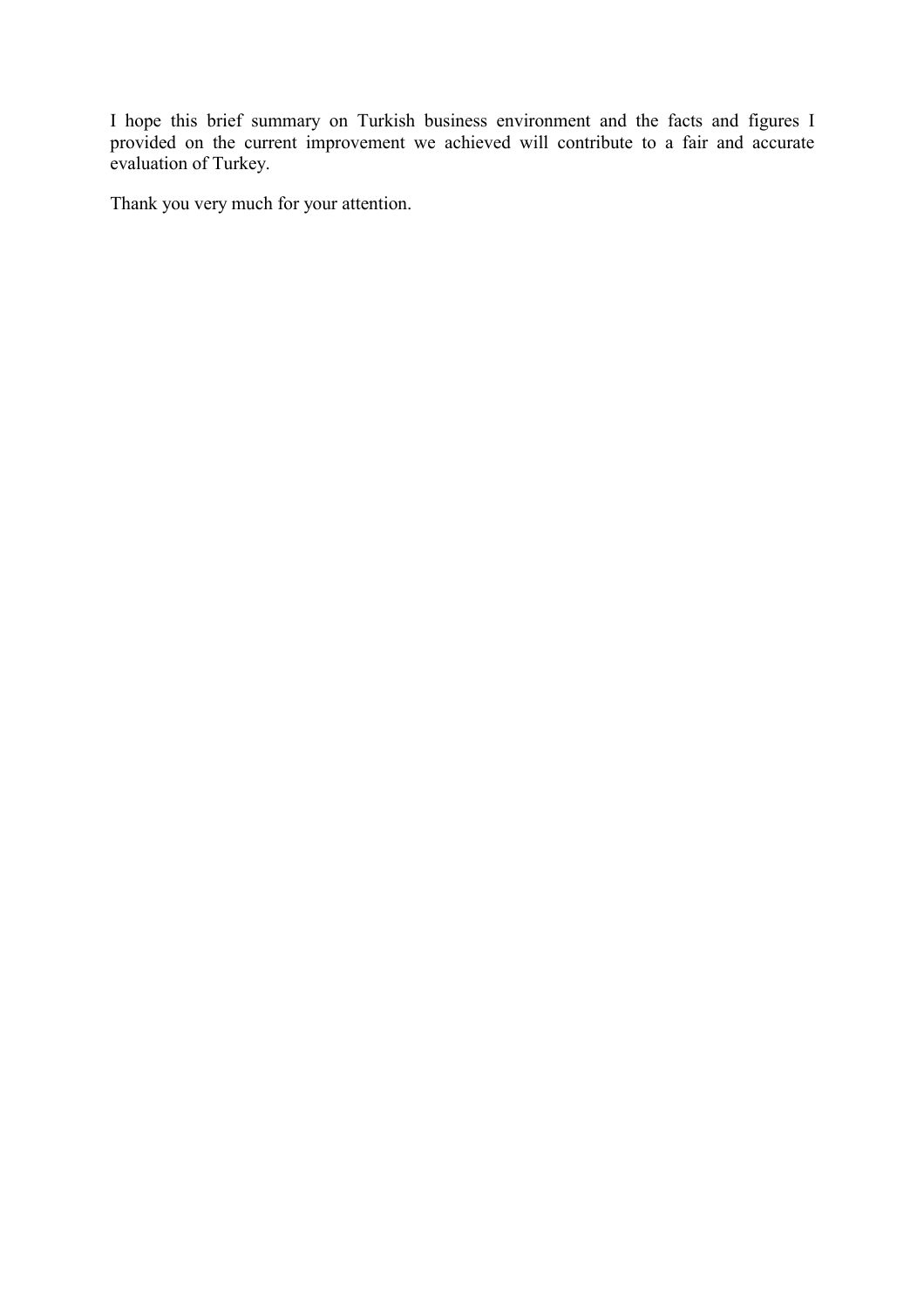I hope this brief summary on Turkish business environment and the facts and figures I provided on the current improvement we achieved will contribute to a fair and accurate evaluation of Turkey.

Thank you very much for your attention.